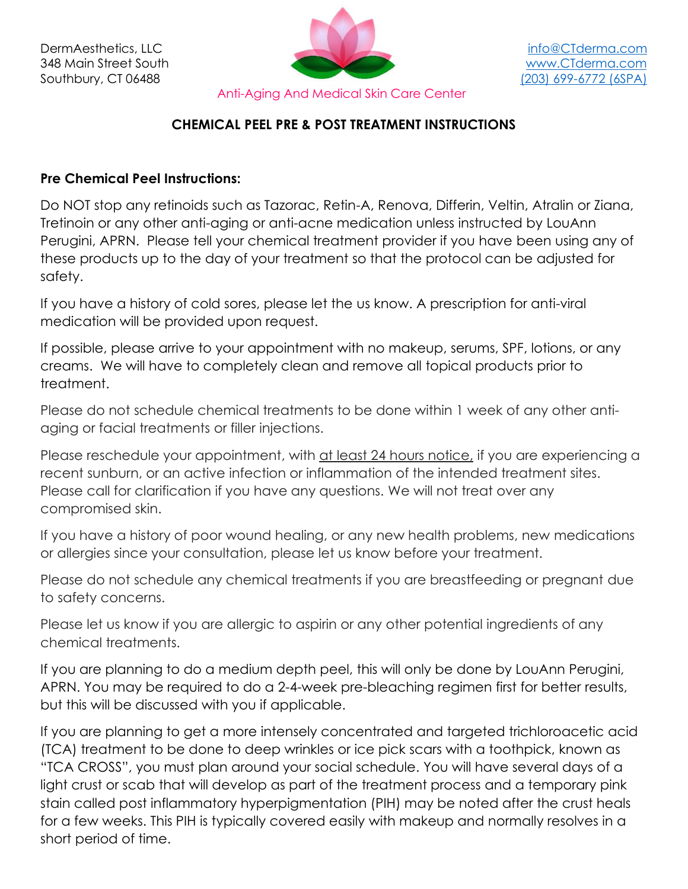DermAesthetics, LLC
348 Main Street South
Southbury, CT 06488

info@CTderma.com
www.CTderma.com
(203) 699-6772 (6SPA)

Anti-Aging And Medical Skin Care Center

## CHEMICAL PEEL PRE & POST TREATMENT INSTRUCTIONS

### Pre Chemical Peel Instructions:

Do NOT stop any retinoids such as Tazorac, Retin-A, Renova, Differin, Veltin, Atralin or Ziana, Tretinoin or any other anti-aging or anti-acne medication unless instructed by LouAnn Perugini, APRN. Please tell your chemical treatment provider if you have been using any of these products up to the day of your treatment so that the protocol can be adjusted for safety.

If you have a history of cold sores, please let the us know. A prescription for anti-viral medication will be provided upon request.

If possible, please arrive to your appointment with no makeup, serums, SPF, lotions, or any creams. We will have to completely clean and remove all topical products prior to treatment.

Please do not schedule chemical treatments to be done within 1 week of any other anti-aging or facial treatments or filler injections.

Please reschedule your appointment, with at least 24 hours notice, if you are experiencing a recent sunburn, or an active infection or inflammation of the intended treatment sites. Please call for clarification if you have any questions. We will not treat over any compromised skin.

If you have a history of poor wound healing, or any new health problems, new medications or allergies since your consultation, please let us know before your treatment.

Please do not schedule any chemical treatments if you are breastfeeding or pregnant due to safety concerns.

Please let us know if you are allergic to aspirin or any other potential ingredients of any chemical treatments.

If you are planning to do a medium depth peel, this will only be done by LouAnn Perugini, APRN. You may be required to do a 2-4-week pre-bleaching regimen first for better results, but this will be discussed with you if applicable.

If you are planning to get a more intensely concentrated and targeted trichloroacetic acid (TCA) treatment to be done to deep wrinkles or ice pick scars with a toothpick, known as "TCA CROSS", you must plan around your social schedule. You will have several days of a light crust or scab that will develop as part of the treatment process and a temporary pink stain called post inflammatory hyperpigmentation (PIH) may be noted after the crust heals for a few weeks. This PIH is typically covered easily with makeup and normally resolves in a short period of time.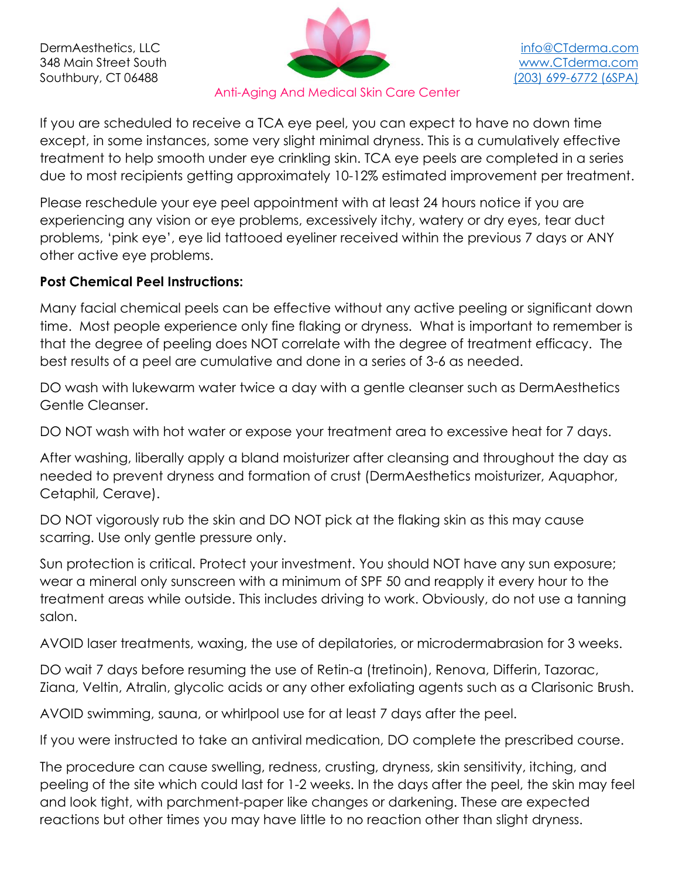If you are scheduled to receive a TCA eye peel, you can expect to have no down time except, in some instances, some very slight minimal dryness. This is a cumulatively effective treatment to help smooth under eye crinkling skin. TCA eye peels are completed in a series due to most recipients getting approximately 10-12% estimated improvement per treatment.

Please reschedule your eye peel appointment with at least 24 hours notice if you are experiencing any vision or eye problems, excessively itchy, watery or dry eyes, tear duct problems, 'pink eye', eye lid tattooed eyeliner received within the previous 7 days or ANY other active eye problems.

**Post Chemical Peel Instructions:**

Many facial chemical peels can be effective without any active peeling or significant down time. Most people experience only fine flaking or dryness. What is important to remember is that the degree of peeling does NOT correlate with the degree of treatment efficacy. The best results of a peel are cumulative and done in a series of 3-6 as needed.

DO wash with lukewarm water twice a day with a gentle cleanser such as DermAesthetics Gentle Cleanser.

DO NOT wash with hot water or expose your treatment area to excessive heat for 7 days.

After washing, liberally apply a bland moisturizer after cleansing and throughout the day as needed to prevent dryness and formation of crust (DermAesthetics moisturizer, Aquaphor, Cetaphil, Cerave).

DO NOT vigorously rub the skin and DO NOT pick at the flaking skin as this may cause scarring. Use only gentle pressure only.

Sun protection is critical. Protect your investment. You should NOT have any sun exposure; wear a mineral only sunscreen with a minimum of SPF 50 and reapply it every hour to the treatment areas while outside. This includes driving to work. Obviously, do not use a tanning salon.

AVOID laser treatments, waxing, the use of depilatories, or microdermabrasion for 3 weeks.

DO wait 7 days before resuming the use of Retin-a (tretinoin), Renova, Differin, Tazorac, Ziana, Veltin, Atralin, glycolic acids or any other exfoliating agents such as a Clarisonic Brush.

AVOID swimming, sauna, or whirlpool use for at least 7 days after the peel.

If you were instructed to take an antiviral medication, DO complete the prescribed course.

The procedure can cause swelling, redness, crusting, dryness, skin sensitivity, itching, and peeling of the site which could last for 1-2 weeks. In the days after the peel, the skin may feel and look tight, with parchment-paper like changes or darkening. These are expected reactions but other times you may have little to no reaction other than slight dryness.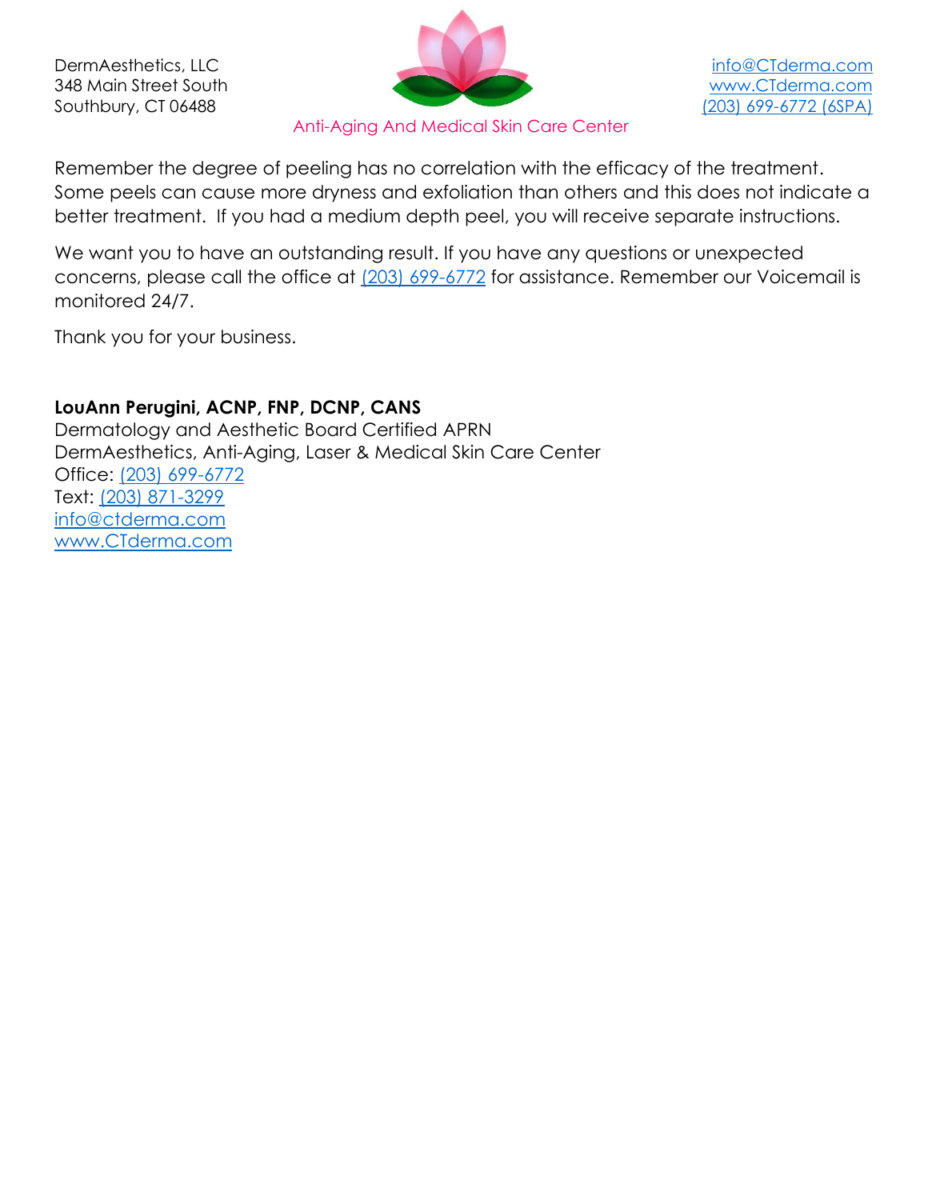DermAesthetics, LLC
348 Main Street South
Southbury, CT 06488

info@CTderma.com
www.CTderma.com
(203) 699-6772 (6SPA)

Anti-Aging And Medical Skin Care Center

Remember the degree of peeling has no correlation with the efficacy of the treatment. Some peels can cause more dryness and exfoliation than others and this does not indicate a better treatment. If you had a medium depth peel, you will receive separate instructions.

We want you to have an outstanding result. If you have any questions or unexpected concerns, please call the office at (203) 699-6772 for assistance. Remember our Voicemail is monitored 24/7.

Thank you for your business.

**LouAnn Perugini, ACNP, FNP, DCNP, CANS**
Dermatology and Aesthetic Board Certified APRN
DermAesthetics, Anti-Aging, Laser & Medical Skin Care Center
Office: (203) 699-6772
Text: (203) 871-3299
info@ctderma.com
www.CTderma.com